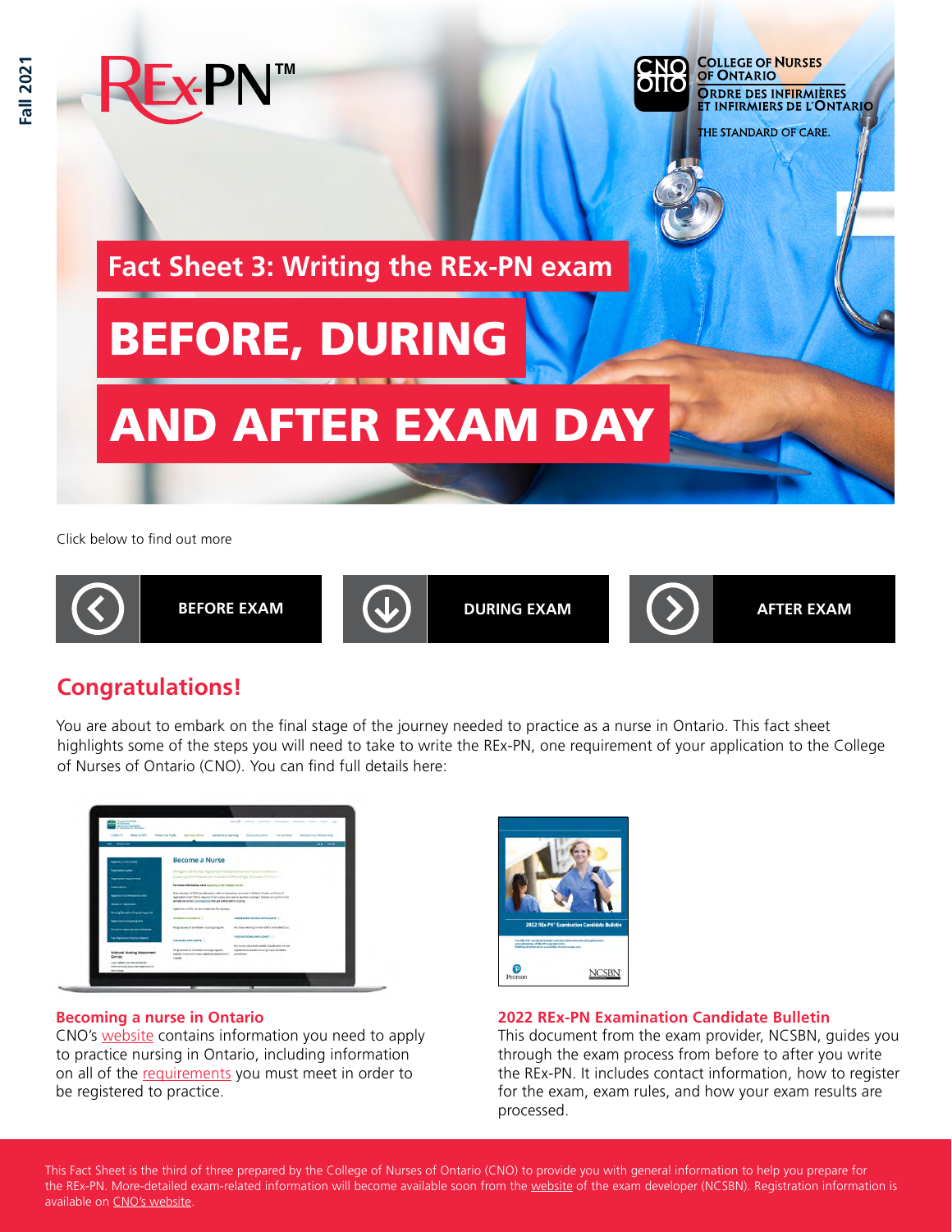Fall 2021

REx-PN™

COLLEGE OF NURSES OF ONTARIO
ORDRE DES INFIRMIÈRES ET INFIRMIERS DE L'ONTARIO
THE STANDARD OF CARE.

# Fact Sheet 3: Writing the REx-PN exam

# BEFORE, DURING AND AFTER EXAM DAY

Click below to find out more

BEFORE EXAM | DURING EXAM | AFTER EXAM

## Congratulations!

You are about to embark on the final stage of the journey needed to practice as a nurse in Ontario. This fact sheet highlights some of the steps you will need to take to write the REx-PN, one requirement of your application to the College of Nurses of Ontario (CNO). You can find full details here:

### Becoming a nurse in Ontario

CNO's website contains information you need to apply to practice nursing in Ontario, including information on all of the requirements you must meet in order to be registered to practice.

### 2022 REx-PN Examination Candidate Bulletin

This document from the exam provider, NCSBN, guides you through the exam process from before to after you write the REx-PN. It includes contact information, how to register for the exam, exam rules, and how your exam results are processed.

This Fact Sheet is the third of three prepared by the College of Nurses of Ontario (CNO) to provide you with general information to help you prepare for the REx-PN. More-detailed exam-related information will become available soon from the website of the exam developer (NCSBN). Registration information is available on CNO's website.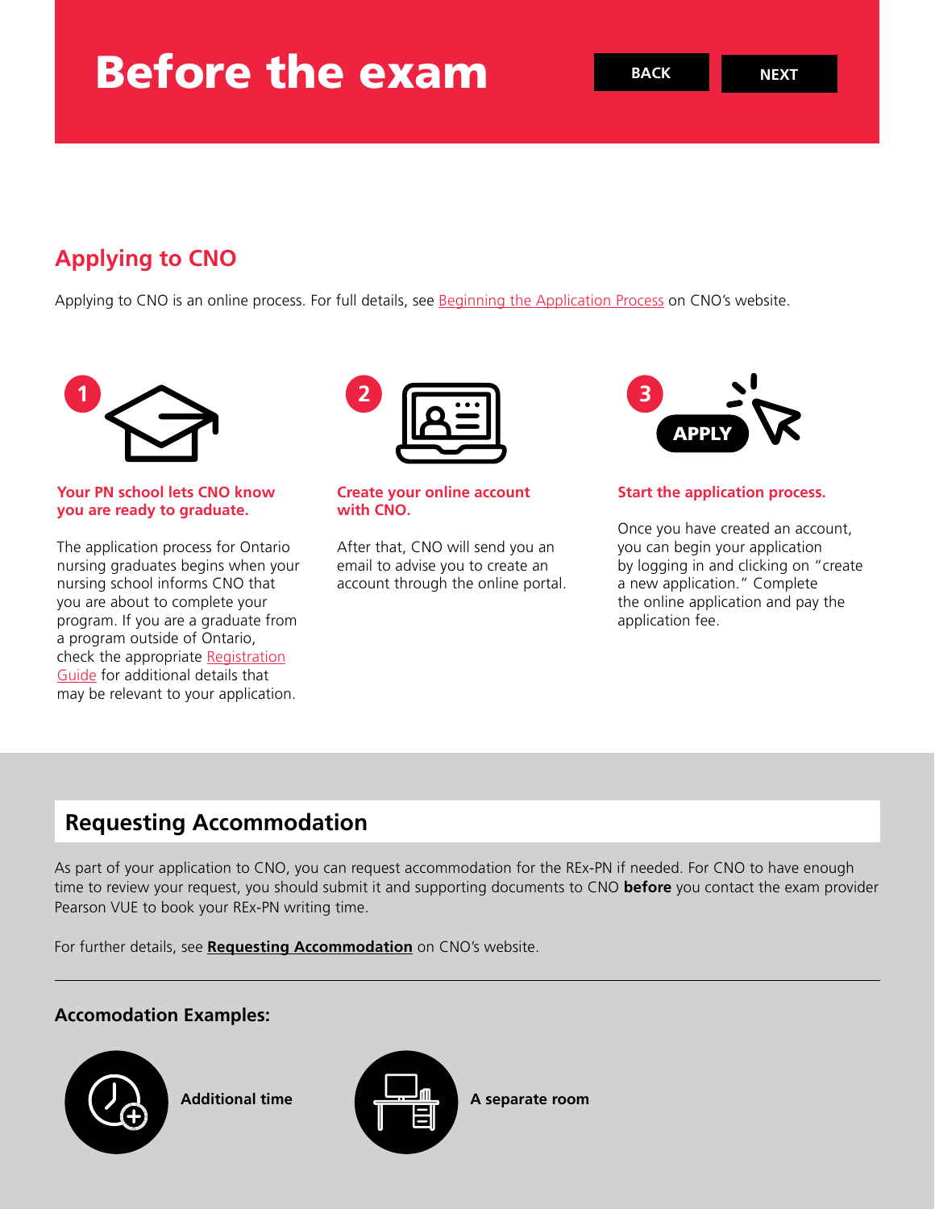# Before the exam

## Applying to CNO

Applying to CNO is an online process. For full details, see Beginning the Application Process on CNO's website.

### 1. Your PN school lets CNO know you are ready to graduate.

The application process for Ontario nursing graduates begins when your nursing school informs CNO that you are about to complete your program. If you are a graduate from a program outside of Ontario, check the appropriate Registration Guide for additional details that may be relevant to your application.

### 2. Create your online account with CNO.

After that, CNO will send you an email to advise you to create an account through the online portal.

### 3. Start the application process.

Once you have created an account, you can begin your application by logging in and clicking on "create a new application." Complete the online application and pay the application fee.

## Requesting Accommodation

As part of your application to CNO, you can request accommodation for the REx-PN if needed. For CNO to have enough time to review your request, you should submit it and supporting documents to CNO **before** you contact the exam provider Pearson VUE to book your REx-PN writing time.

For further details, see **Requesting Accommodation** on CNO's website.

### Accomodation Examples:

- **Additional time**
- **A separate room**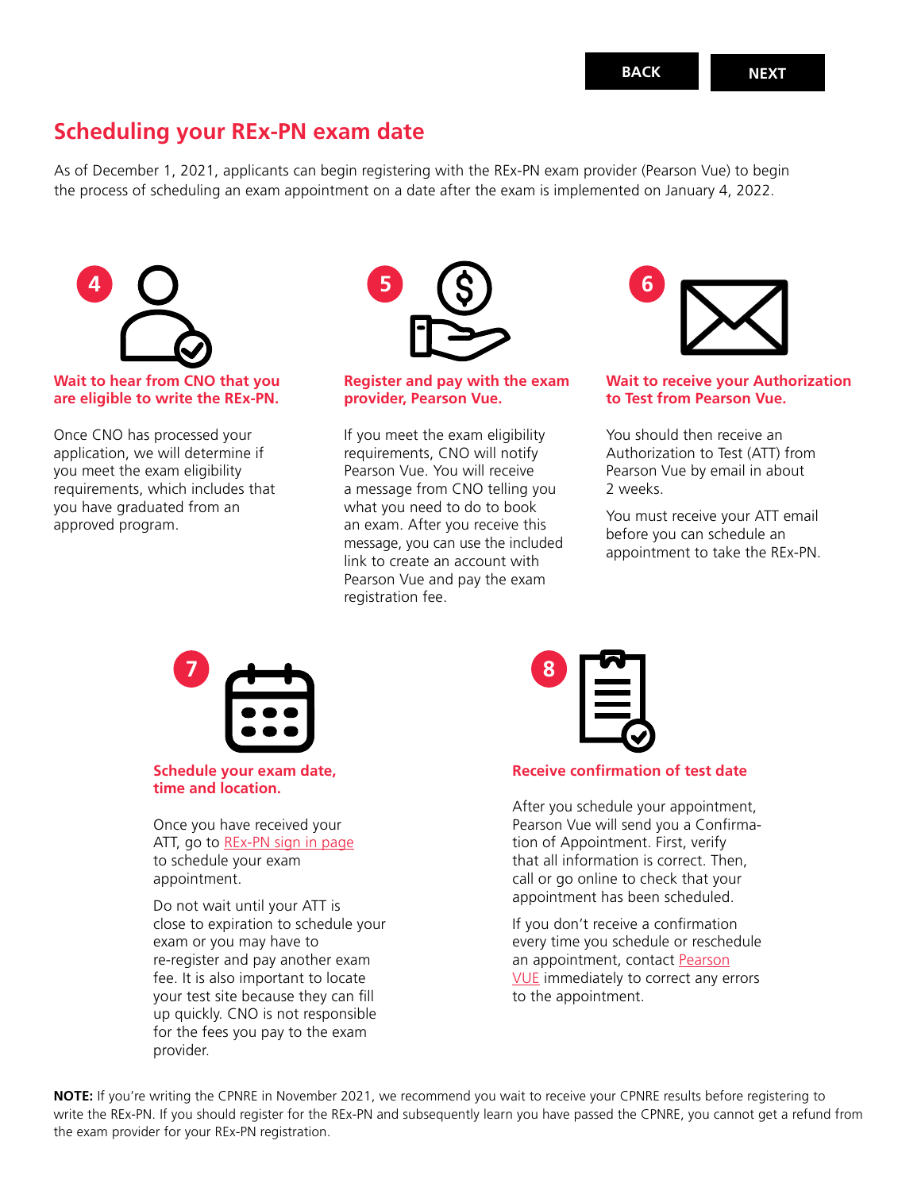## Scheduling your REx-PN exam date

As of December 1, 2021, applicants can begin registering with the REx-PN exam provider (Pearson Vue) to begin the process of scheduling an exam appointment on a date after the exam is implemented on January 4, 2022.

### 4 Wait to hear from CNO that you are eligible to write the REx-PN.

Once CNO has processed your application, we will determine if you meet the exam eligibility requirements, which includes that you have graduated from an approved program.

### 5 Register and pay with the exam provider, Pearson Vue.

If you meet the exam eligibility requirements, CNO will notify Pearson Vue. You will receive a message from CNO telling you what you need to do to book an exam. After you receive this message, you can use the included link to create an account with Pearson Vue and pay the exam registration fee.

### 6 Wait to receive your Authorization to Test from Pearson Vue.

You should then receive an Authorization to Test (ATT) from Pearson Vue by email in about 2 weeks.

You must receive your ATT email before you can schedule an appointment to take the REx-PN.

### 7 Schedule your exam date, time and location.

Once you have received your ATT, go to REx-PN sign in page to schedule your exam appointment.

Do not wait until your ATT is close to expiration to schedule your exam or you may have to re-register and pay another exam fee. It is also important to locate your test site because they can fill up quickly. CNO is not responsible for the fees you pay to the exam provider.

### 8 Receive confirmation of test date

After you schedule your appointment, Pearson Vue will send you a Confirmation of Appointment. First, verify that all information is correct. Then, call or go online to check that your appointment has been scheduled.

If you don't receive a confirmation every time you schedule or reschedule an appointment, contact Pearson VUE immediately to correct any errors to the appointment.

**NOTE:** If you're writing the CPNRE in November 2021, we recommend you wait to receive your CPNRE results before registering to write the REx-PN. If you should register for the REx-PN and subsequently learn you have passed the CPNRE, you cannot get a refund from the exam provider for your REx-PN registration.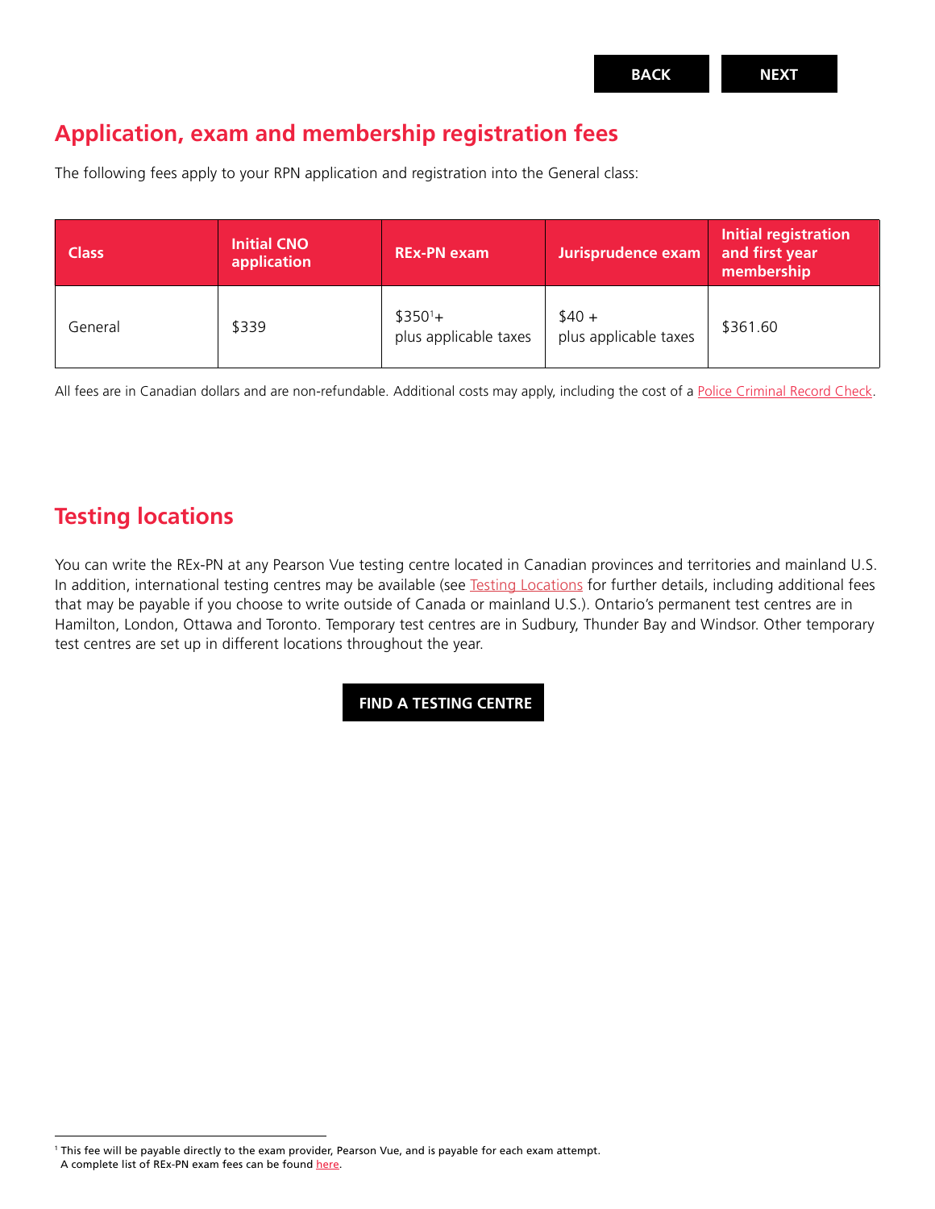## Application, exam and membership registration fees

The following fees apply to your RPN application and registration into the General class:

| Class | Initial CNO application | REx-PN exam | Jurisprudence exam | Initial registration and first year membership |
|---|---|---|---|---|
| General | $339 | $350[1]+ plus applicable taxes | $40 + plus applicable taxes | $361.60 |

All fees are in Canadian dollars and are non-refundable. Additional costs may apply, including the cost of a Police Criminal Record Check.

## Testing locations

You can write the REx-PN at any Pearson Vue testing centre located in Canadian provinces and territories and mainland U.S. In addition, international testing centres may be available (see Testing Locations for further details, including additional fees that may be payable if you choose to write outside of Canada or mainland U.S.). Ontario's permanent test centres are in Hamilton, London, Ottawa and Toronto. Temporary test centres are in Sudbury, Thunder Bay and Windsor. Other temporary test centres are set up in different locations throughout the year.

**FIND A TESTING CENTRE**

[1] This fee will be payable directly to the exam provider, Pearson Vue, and is payable for each exam attempt. A complete list of REx-PN exam fees can be found here.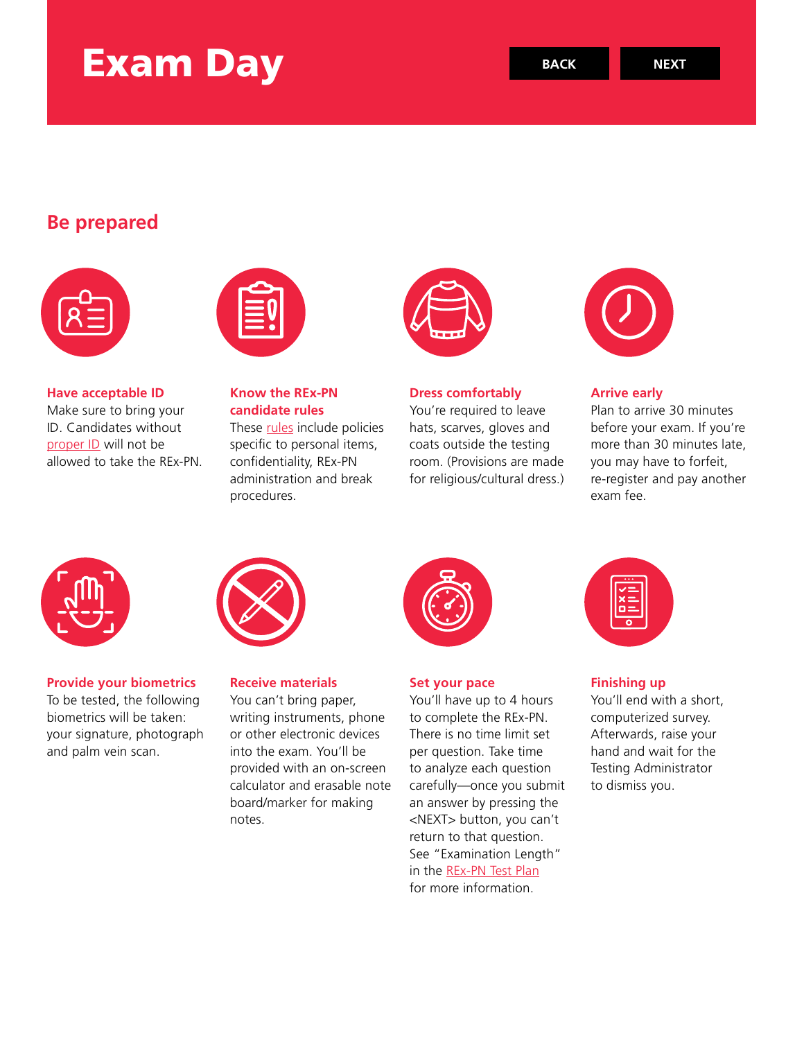# Exam Day

BACK NEXT

## Be prepared

### Have acceptable ID

Make sure to bring your ID. Candidates without proper ID will not be allowed to take the REx-PN.

### Know the REx-PN candidate rules

These rules include policies specific to personal items, confidentiality, REx-PN administration and break procedures.

### Dress comfortably

You're required to leave hats, scarves, gloves and coats outside the testing room. (Provisions are made for religious/cultural dress.)

### Arrive early

Plan to arrive 30 minutes before your exam. If you're more than 30 minutes late, you may have to forfeit, re-register and pay another exam fee.

### Provide your biometrics

To be tested, the following biometrics will be taken: your signature, photograph and palm vein scan.

### Receive materials

You can't bring paper, writing instruments, phone or other electronic devices into the exam. You'll be provided with an on-screen calculator and erasable note board/marker for making notes.

### Set your pace

You'll have up to 4 hours to complete the REx-PN. There is no time limit set per question. Take time to analyze each question carefully—once you submit an answer by pressing the <NEXT> button, you can't return to that question. See "Examination Length" in the REx-PN Test Plan for more information.

### Finishing up

You'll end with a short, computerized survey. Afterwards, raise your hand and wait for the Testing Administrator to dismiss you.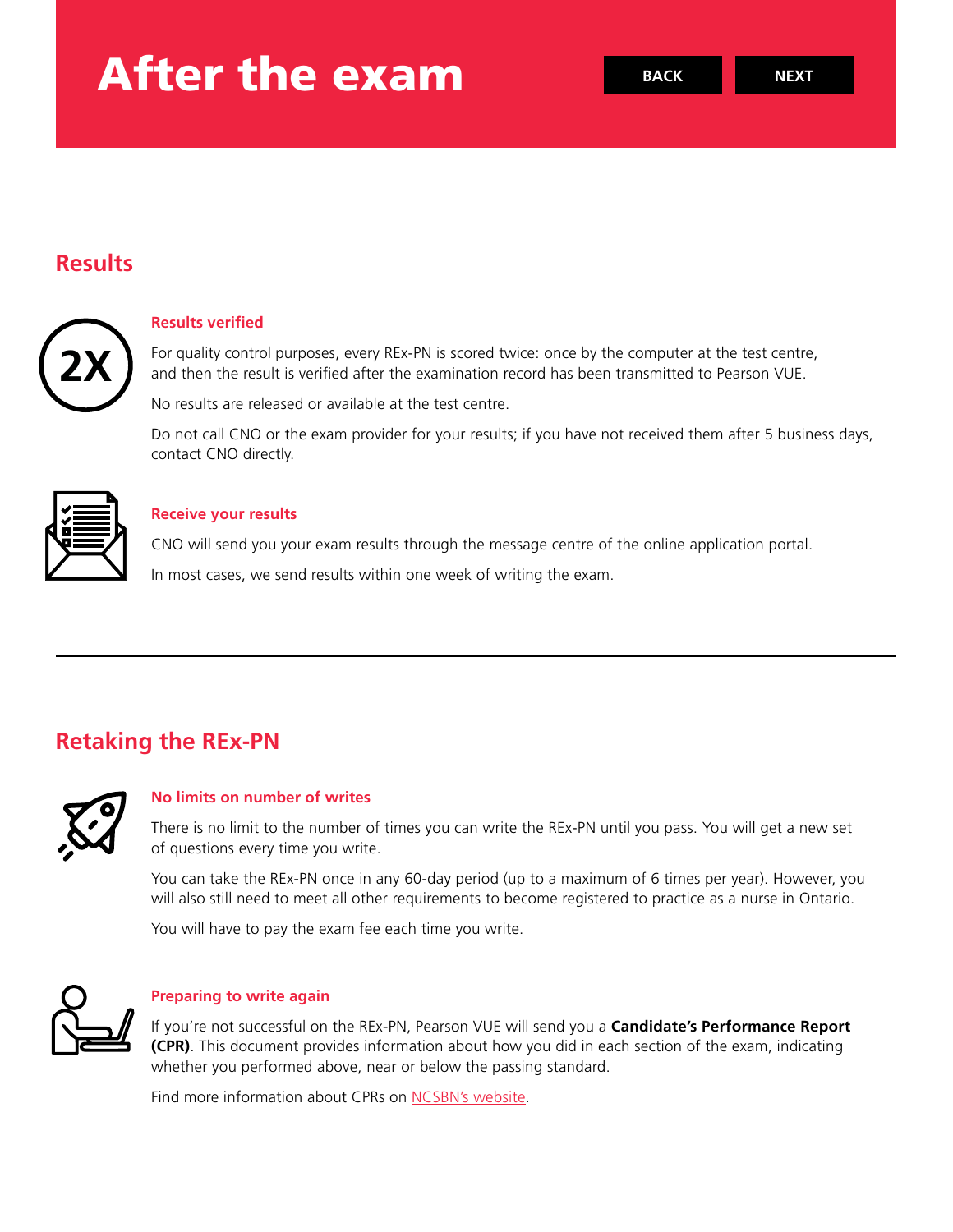# After the exam

BACK NEXT

## Results

### Results verified

For quality control purposes, every REx-PN is scored twice: once by the computer at the test centre, and then the result is verified after the examination record has been transmitted to Pearson VUE.

No results are released or available at the test centre.

Do not call CNO or the exam provider for your results; if you have not received them after 5 business days, contact CNO directly.

### Receive your results

CNO will send you your exam results through the message centre of the online application portal.

In most cases, we send results within one week of writing the exam.

---

## Retaking the REx-PN

### No limits on number of writes

There is no limit to the number of times you can write the REx-PN until you pass. You will get a new set of questions every time you write.

You can take the REx-PN once in any 60-day period (up to a maximum of 6 times per year). However, you will also still need to meet all other requirements to become registered to practice as a nurse in Ontario.

You will have to pay the exam fee each time you write.

### Preparing to write again

If you're not successful on the REx-PN, Pearson VUE will send you a **Candidate's Performance Report (CPR)**. This document provides information about how you did in each section of the exam, indicating whether you performed above, near or below the passing standard.

Find more information about CPRs on NCSBN's website.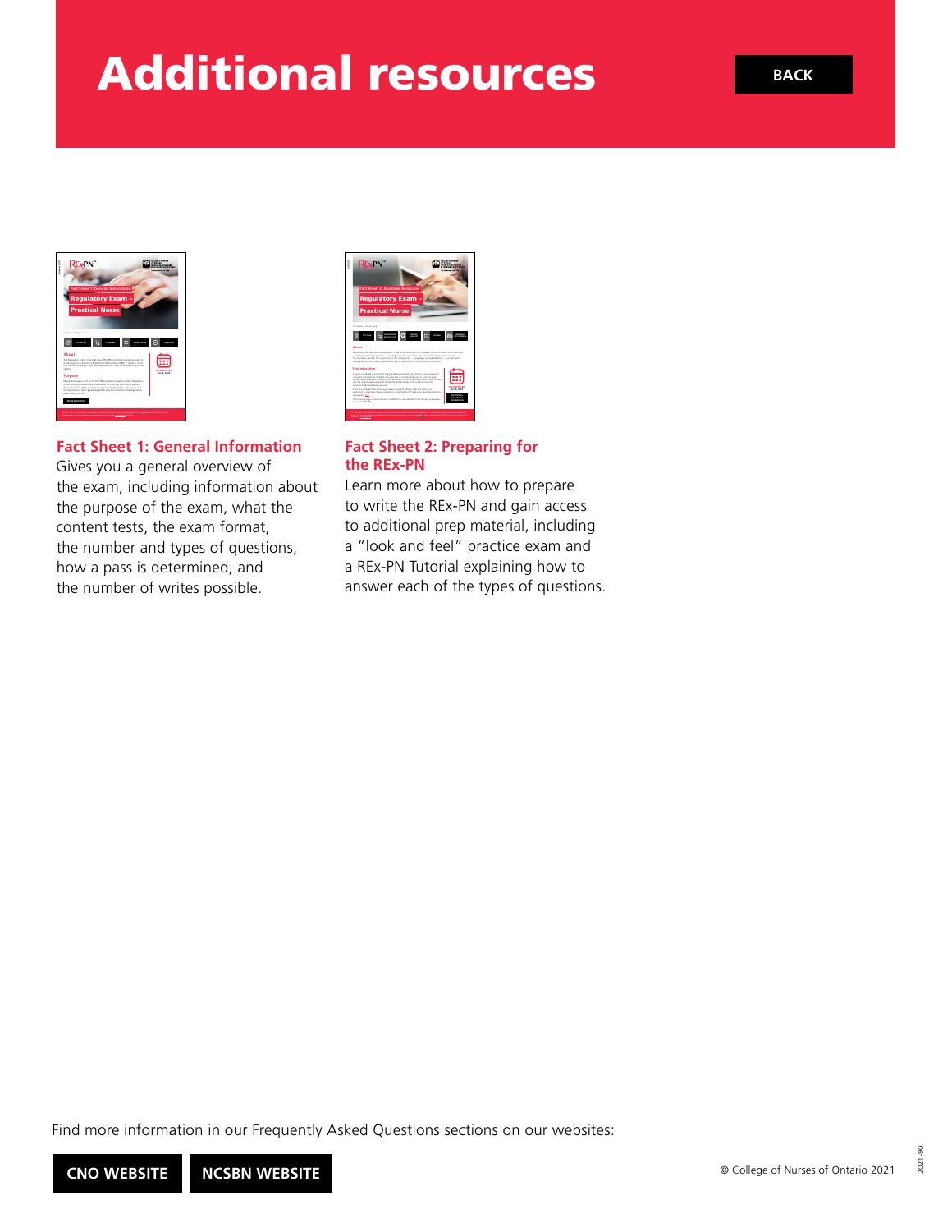# Additional resources

BACK

### Fact Sheet 1: General Information

Gives you a general overview of the exam, including information about the purpose of the exam, what the content tests, the exam format, the number and types of questions, how a pass is determined, and the number of writes possible.

### Fact Sheet 2: Preparing for the REx-PN

Learn more about how to prepare to write the REx-PN and gain access to additional prep material, including a "look and feel" practice exam and a REx-PN Tutorial explaining how to answer each of the types of questions.

Find more information in our Frequently Asked Questions sections on our websites:

CNO WEBSITE NCSBN WEBSITE

© College of Nurses of Ontario 2021

2021-90